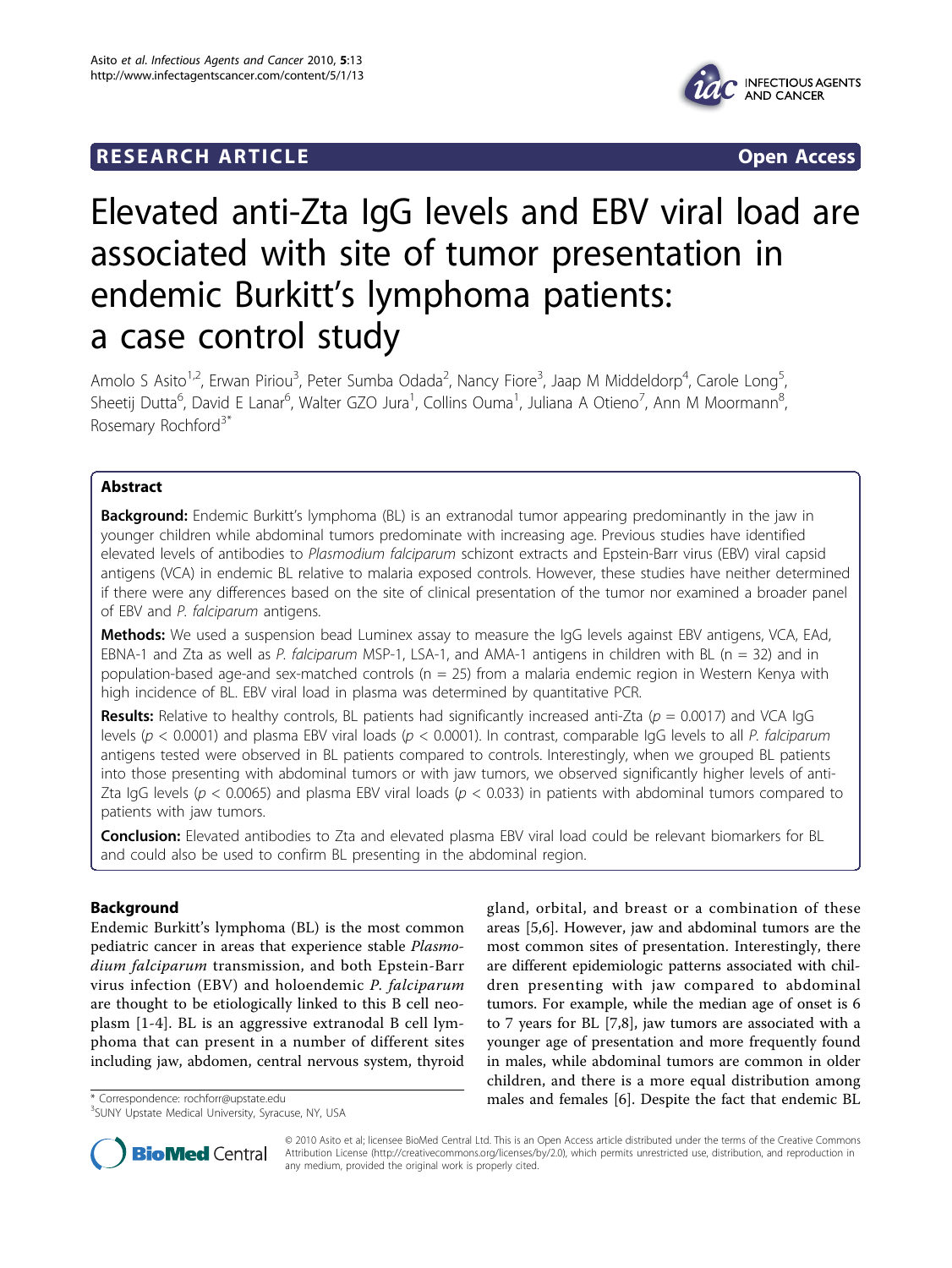RESEARCH ARTICLE

Open Access

# Elevated anti-Zta IgG levels and EBV viral load are associated with site of tumor presentation in endemic Burkitt's lymphoma patients: a case control study

Amolo S Asito[1,2], Erwan Piriou[3], Peter Sumba Odada[2], Nancy Fiore[3], Jaap M Middeldorp[4], Carole Long[5], Sheetij Dutta[6], David E Lanar[6], Walter GZO Jura[1], Collins Ouma[1], Juliana A Otieno[7], Ann M Moormann[8], Rosemary Rochford[3*]

## Abstract

**Background:** Endemic Burkitt's lymphoma (BL) is an extranodal tumor appearing predominantly in the jaw in younger children while abdominal tumors predominate with increasing age. Previous studies have identified elevated levels of antibodies to *Plasmodium falciparum* schizont extracts and Epstein-Barr virus (EBV) viral capsid antigens (VCA) in endemic BL relative to malaria exposed controls. However, these studies have neither determined if there were any differences based on the site of clinical presentation of the tumor nor examined a broader panel of EBV and *P. falciparum* antigens.

**Methods:** We used a suspension bead Luminex assay to measure the IgG levels against EBV antigens, VCA, EAd, EBNA-1 and Zta as well as *P. falciparum* MSP-1, LSA-1, and AMA-1 antigens in children with BL (n = 32) and in population-based age-and sex-matched controls (n = 25) from a malaria endemic region in Western Kenya with high incidence of BL. EBV viral load in plasma was determined by quantitative PCR.

**Results:** Relative to healthy controls, BL patients had significantly increased anti-Zta ($p$ = 0.0017) and VCA IgG levels ($p$ < 0.0001) and plasma EBV viral loads ($p$ < 0.0001). In contrast, comparable IgG levels to all *P. falciparum* antigens tested were observed in BL patients compared to controls. Interestingly, when we grouped BL patients into those presenting with abdominal tumors or with jaw tumors, we observed significantly higher levels of anti-Zta IgG levels ($p$ < 0.0065) and plasma EBV viral loads ($p$ < 0.033) in patients with abdominal tumors compared to patients with jaw tumors.

**Conclusion:** Elevated antibodies to Zta and elevated plasma EBV viral load could be relevant biomarkers for BL and could also be used to confirm BL presenting in the abdominal region.

## Background

Endemic Burkitt's lymphoma (BL) is the most common pediatric cancer in areas that experience stable *Plasmodium falciparum* transmission, and both Epstein-Barr virus infection (EBV) and holoendemic *P. falciparum* are thought to be etiologically linked to this B cell neoplasm [1-4]. BL is an aggressive extranodal B cell lymphoma that can present in a number of different sites including jaw, abdomen, central nervous system, thyroid gland, orbital, and breast or a combination of these areas [5,6]. However, jaw and abdominal tumors are the most common sites of presentation. Interestingly, there are different epidemiologic patterns associated with children presenting with jaw compared to abdominal tumors. For example, while the median age of onset is 6 to 7 years for BL [7,8], jaw tumors are associated with a younger age of presentation and more frequently found in males, while abdominal tumors are common in older children, and there is a more equal distribution among males and females [6]. Despite the fact that endemic BL

\* Correspondence: rochforr@upstate.edu
[3]SUNY Upstate Medical University, Syracuse, NY, USA

© 2010 Asito et al; licensee BioMed Central Ltd. This is an Open Access article distributed under the terms of the Creative Commons Attribution License (http://creativecommons.org/licenses/by/2.0), which permits unrestricted use, distribution, and reproduction in any medium, provided the original work is properly cited.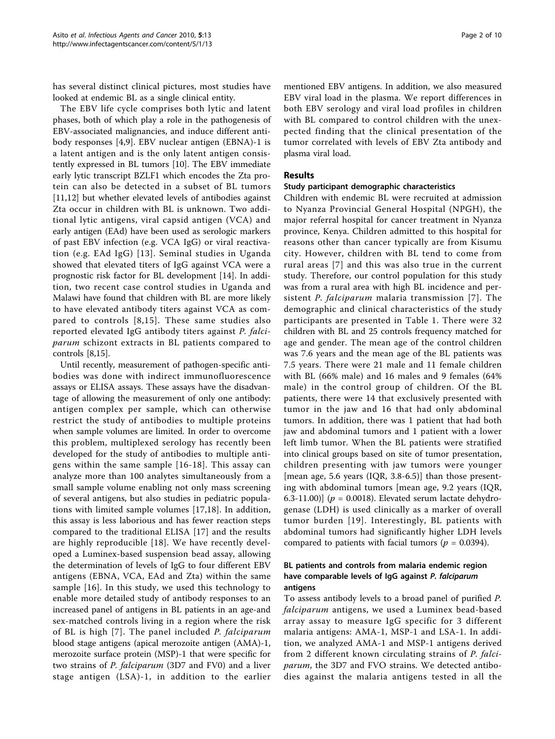has several distinct clinical pictures, most studies have looked at endemic BL as a single clinical entity.

The EBV life cycle comprises both lytic and latent phases, both of which play a role in the pathogenesis of EBV-associated malignancies, and induce different antibody responses [4,9]. EBV nuclear antigen (EBNA)-1 is a latent antigen and is the only latent antigen consistently expressed in BL tumors [10]. The EBV immediate early lytic transcript BZLF1 which encodes the Zta protein can also be detected in a subset of BL tumors [11,12] but whether elevated levels of antibodies against Zta occur in children with BL is unknown. Two additional lytic antigens, viral capsid antigen (VCA) and early antigen (EAd) have been used as serologic markers of past EBV infection (e.g. VCA IgG) or viral reactivation (e.g. EAd IgG) [13]. Seminal studies in Uganda showed that elevated titers of IgG against VCA were a prognostic risk factor for BL development [14]. In addition, two recent case control studies in Uganda and Malawi have found that children with BL are more likely to have elevated antibody titers against VCA as compared to controls [8,15]. These same studies also reported elevated IgG antibody titers against *P. falciparum* schizont extracts in BL patients compared to controls [8,15].

Until recently, measurement of pathogen-specific antibodies was done with indirect immunofluorescence assays or ELISA assays. These assays have the disadvantage of allowing the measurement of only one antibody: antigen complex per sample, which can otherwise restrict the study of antibodies to multiple proteins when sample volumes are limited. In order to overcome this problem, multiplexed serology has recently been developed for the study of antibodies to multiple antigens within the same sample [16-18]. This assay can analyze more than 100 analytes simultaneously from a small sample volume enabling not only mass screening of several antigens, but also studies in pediatric populations with limited sample volumes [17,18]. In addition, this assay is less laborious and has fewer reaction steps compared to the traditional ELISA [17] and the results are highly reproducible [18]. We have recently developed a Luminex-based suspension bead assay, allowing the determination of levels of IgG to four different EBV antigens (EBNA, VCA, EAd and Zta) within the same sample [16]. In this study, we used this technology to enable more detailed study of antibody responses to an increased panel of antigens in BL patients in an age-and sex-matched controls living in a region where the risk of BL is high [7]. The panel included *P. falciparum* blood stage antigens (apical merozoite antigen (AMA)-1, merozoite surface protein (MSP)-1 that were specific for two strains of *P. falciparum* (3D7 and FV0) and a liver stage antigen (LSA)-1, in addition to the earlier mentioned EBV antigens. In addition, we also measured EBV viral load in the plasma. We report differences in both EBV serology and viral load profiles in children with BL compared to control children with the unexpected finding that the clinical presentation of the tumor correlated with levels of EBV Zta antibody and plasma viral load.

## Results

### Study participant demographic characteristics

Children with endemic BL were recruited at admission to Nyanza Provincial General Hospital (NPGH), the major referral hospital for cancer treatment in Nyanza province, Kenya. Children admitted to this hospital for reasons other than cancer typically are from Kisumu city. However, children with BL tend to come from rural areas [7] and this was also true in the current study. Therefore, our control population for this study was from a rural area with high BL incidence and persistent *P. falciparum* malaria transmission [7]. The demographic and clinical characteristics of the study participants are presented in Table 1. There were 32 children with BL and 25 controls frequency matched for age and gender. The mean age of the control children was 7.6 years and the mean age of the BL patients was 7.5 years. There were 21 male and 11 female children with BL (66% male) and 16 males and 9 females (64% male) in the control group of children. Of the BL patients, there were 14 that exclusively presented with tumor in the jaw and 16 that had only abdominal tumors. In addition, there was 1 patient that had both jaw and abdominal tumors and 1 patient with a lower left limb tumor. When the BL patients were stratified into clinical groups based on site of tumor presentation, children presenting with jaw tumors were younger [mean age, 5.6 years (IQR, 3.8-6.5)] than those presenting with abdominal tumors [mean age, 9.2 years (IQR, 6.3-11.00)] ($p = 0.0018$). Elevated serum lactate dehydrogenase (LDH) is used clinically as a marker of overall tumor burden [19]. Interestingly, BL patients with abdominal tumors had significantly higher LDH levels compared to patients with facial tumors ($p = 0.0394$).

### BL patients and controls from malaria endemic region have comparable levels of IgG against *P. falciparum* antigens

To assess antibody levels to a broad panel of purified *P. falciparum* antigens, we used a Luminex bead-based array assay to measure IgG specific for 3 different malaria antigens: AMA-1, MSP-1 and LSA-1. In addition, we analyzed AMA-1 and MSP-1 antigens derived from 2 different known circulating strains of *P. falciparum*, the 3D7 and FVO strains. We detected antibodies against the malaria antigens tested in all the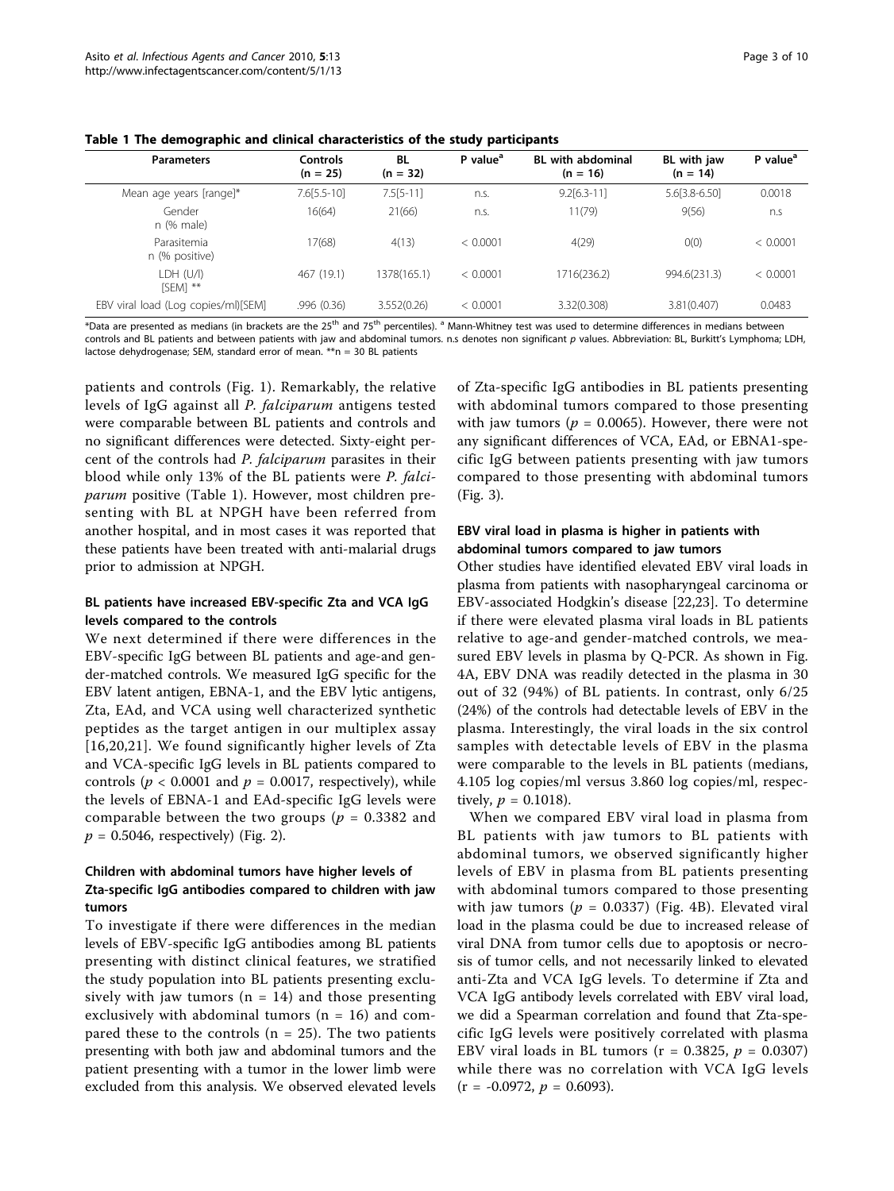**Table 1 The demographic and clinical characteristics of the study participants**

| Parameters | Controls (n = 25) | BL (n = 32) | P value[a] | BL with abdominal (n = 16) | BL with jaw (n = 14) | P value[a] |
|---|---|---|---|---|---|---|
| Mean age years [range]* | 7.6[5.5-10] | 7.5[5-11] | n.s. | 9.2[6.3-11] | 5.6[3.8-6.50] | 0.0018 |
| Gender n (% male) | 16(64) | 21(66) | n.s. | 11(79) | 9(56) | n.s |
| Parasitemia n (% positive) | 17(68) | 4(13) | < 0.0001 | 4(29) | 0(0) | < 0.0001 |
| LDH (U/l) [SEM] ** | 467 (19.1) | 1378(165.1) | < 0.0001 | 1716(236.2) | 994.6(231.3) | < 0.0001 |
| EBV viral load (Log copies/ml)[SEM] | .996 (0.36) | 3.552(0.26) | < 0.0001 | 3.32(0.308) | 3.81(0.407) | 0.0483 |

*Data are presented as medians (in brackets are the 25th and 75th percentiles). [a] Mann-Whitney test was used to determine differences in medians between controls and BL patients and between patients with jaw and abdominal tumors. n.s denotes non significant *p* values. Abbreviation: BL, Burkitt's Lymphoma; LDH, lactose dehydrogenase; SEM, standard error of mean. **n = 30 BL patients

patients and controls (Fig. 1). Remarkably, the relative levels of IgG against all *P. falciparum* antigens tested were comparable between BL patients and controls and no significant differences were detected. Sixty-eight percent of the controls had *P. falciparum* parasites in their blood while only 13% of the BL patients were *P. falciparum* positive (Table 1). However, most children presenting with BL at NPGH have been referred from another hospital, and in most cases it was reported that these patients have been treated with anti-malarial drugs prior to admission at NPGH.

### BL patients have increased EBV-specific Zta and VCA IgG levels compared to the controls

We next determined if there were differences in the EBV-specific IgG between BL patients and age-and gender-matched controls. We measured IgG specific for the EBV latent antigen, EBNA-1, and the EBV lytic antigens, Zta, EAd, and VCA using well characterized synthetic peptides as the target antigen in our multiplex assay [16,20,21]. We found significantly higher levels of Zta and VCA-specific IgG levels in BL patients compared to controls ($p < 0.0001$ and $p = 0.0017$, respectively), while the levels of EBNA-1 and EAd-specific IgG levels were comparable between the two groups ($p = 0.3382$ and $p = 0.5046$, respectively) (Fig. 2).

### Children with abdominal tumors have higher levels of Zta-specific IgG antibodies compared to children with jaw tumors

To investigate if there were differences in the median levels of EBV-specific IgG antibodies among BL patients presenting with distinct clinical features, we stratified the study population into BL patients presenting exclusively with jaw tumors (n = 14) and those presenting exclusively with abdominal tumors (n = 16) and compared these to the controls (n = 25). The two patients presenting with both jaw and abdominal tumors and the patient presenting with a tumor in the lower limb were excluded from this analysis. We observed elevated levels of Zta-specific IgG antibodies in BL patients presenting with abdominal tumors compared to those presenting with jaw tumors ($p = 0.0065$). However, there were not any significant differences of VCA, EAd, or EBNA1-specific IgG between patients presenting with jaw tumors compared to those presenting with abdominal tumors (Fig. 3).

### EBV viral load in plasma is higher in patients with abdominal tumors compared to jaw tumors

Other studies have identified elevated EBV viral loads in plasma from patients with nasopharyngeal carcinoma or EBV-associated Hodgkin's disease [22,23]. To determine if there were elevated plasma viral loads in BL patients relative to age-and gender-matched controls, we measured EBV levels in plasma by Q-PCR. As shown in Fig. 4A, EBV DNA was readily detected in the plasma in 30 out of 32 (94%) of BL patients. In contrast, only 6/25 (24%) of the controls had detectable levels of EBV in the plasma. Interestingly, the viral loads in the six control samples with detectable levels of EBV in the plasma were comparable to the levels in BL patients (medians, 4.105 log copies/ml versus 3.860 log copies/ml, respectively, $p = 0.1018$).

When we compared EBV viral load in plasma from BL patients with jaw tumors to BL patients with abdominal tumors, we observed significantly higher levels of EBV in plasma from BL patients presenting with abdominal tumors compared to those presenting with jaw tumors ($p = 0.0337$) (Fig. 4B). Elevated viral load in the plasma could be due to increased release of viral DNA from tumor cells due to apoptosis or necrosis of tumor cells, and not necessarily linked to elevated anti-Zta and VCA IgG levels. To determine if Zta and VCA IgG antibody levels correlated with EBV viral load, we did a Spearman correlation and found that Zta-specific IgG levels were positively correlated with plasma EBV viral loads in BL tumors ($r = 0.3825$, $p = 0.0307$) while there was no correlation with VCA IgG levels ($r = -0.0972$, $p = 0.6093$).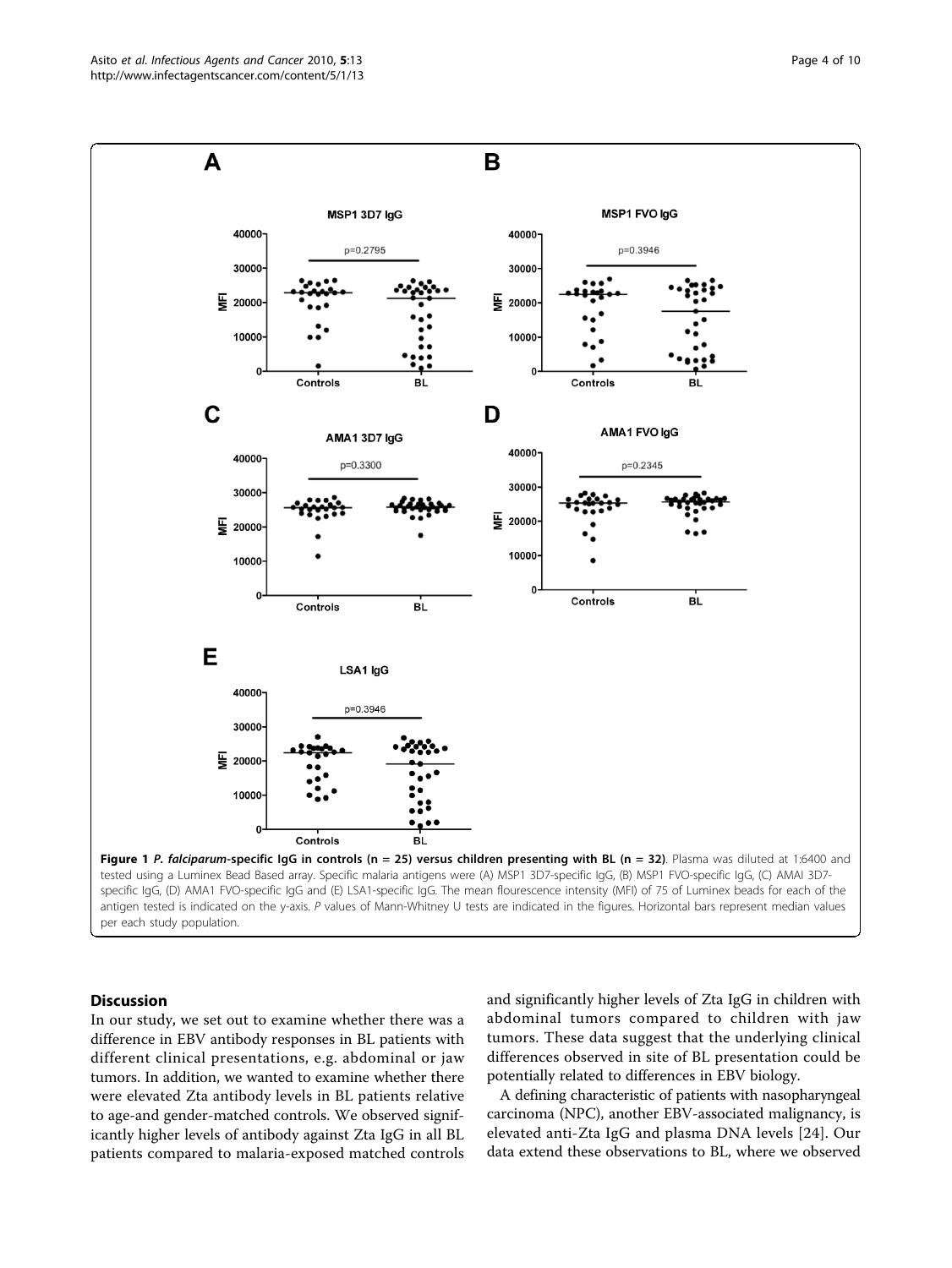A

MSP1 3D7 IgG

p=0.2795

MFI

40000
30000
20000
10000
0

Controls
BL

B

MSP1 FVO IgG

p=0.3946

MFI

40000
30000
20000
10000
0

Controls
BL

C

AMA1 3D7 IgG

p=0.3300

MFI

40000
30000
20000
10000
0

Controls
BL

D

AMA1 FVO IgG

p=0.2345

MFI

40000
30000
20000
10000
0

Controls
BL

E

LSA1 IgG

p=0.3946

MFI

40000
30000
20000
10000
0

Controls
BL

**Figure 1** ***P. falciparum*-specific IgG in controls (n = 25) versus children presenting with BL (n = 32)**. Plasma was diluted at 1:6400 and tested using a Luminex Bead Based array. Specific malaria antigens were (A) MSP1 3D7-specific IgG, (B) MSP1 FVO-specific IgG, (C) AMAI 3D7-specific IgG, (D) AMA1 FVO-specific IgG and (E) LSA1-specific IgG. The mean flourescence intensity (MFI) of 75 of Luminex beads for each of the antigen tested is indicated on the y-axis. *P* values of Mann-Whitney U tests are indicated in the figures. Horizontal bars represent median values per each study population.

## Discussion

In our study, we set out to examine whether there was a difference in EBV antibody responses in BL patients with different clinical presentations, e.g. abdominal or jaw tumors. In addition, we wanted to examine whether there were elevated Zta antibody levels in BL patients relative to age-and gender-matched controls. We observed significantly higher levels of antibody against Zta IgG in all BL patients compared to malaria-exposed matched controls and significantly higher levels of Zta IgG in children with abdominal tumors compared to children with jaw tumors. These data suggest that the underlying clinical differences observed in site of BL presentation could be potentially related to differences in EBV biology.

A defining characteristic of patients with nasopharyngeal carcinoma (NPC), another EBV-associated malignancy, is elevated anti-Zta IgG and plasma DNA levels [24]. Our data extend these observations to BL, where we observed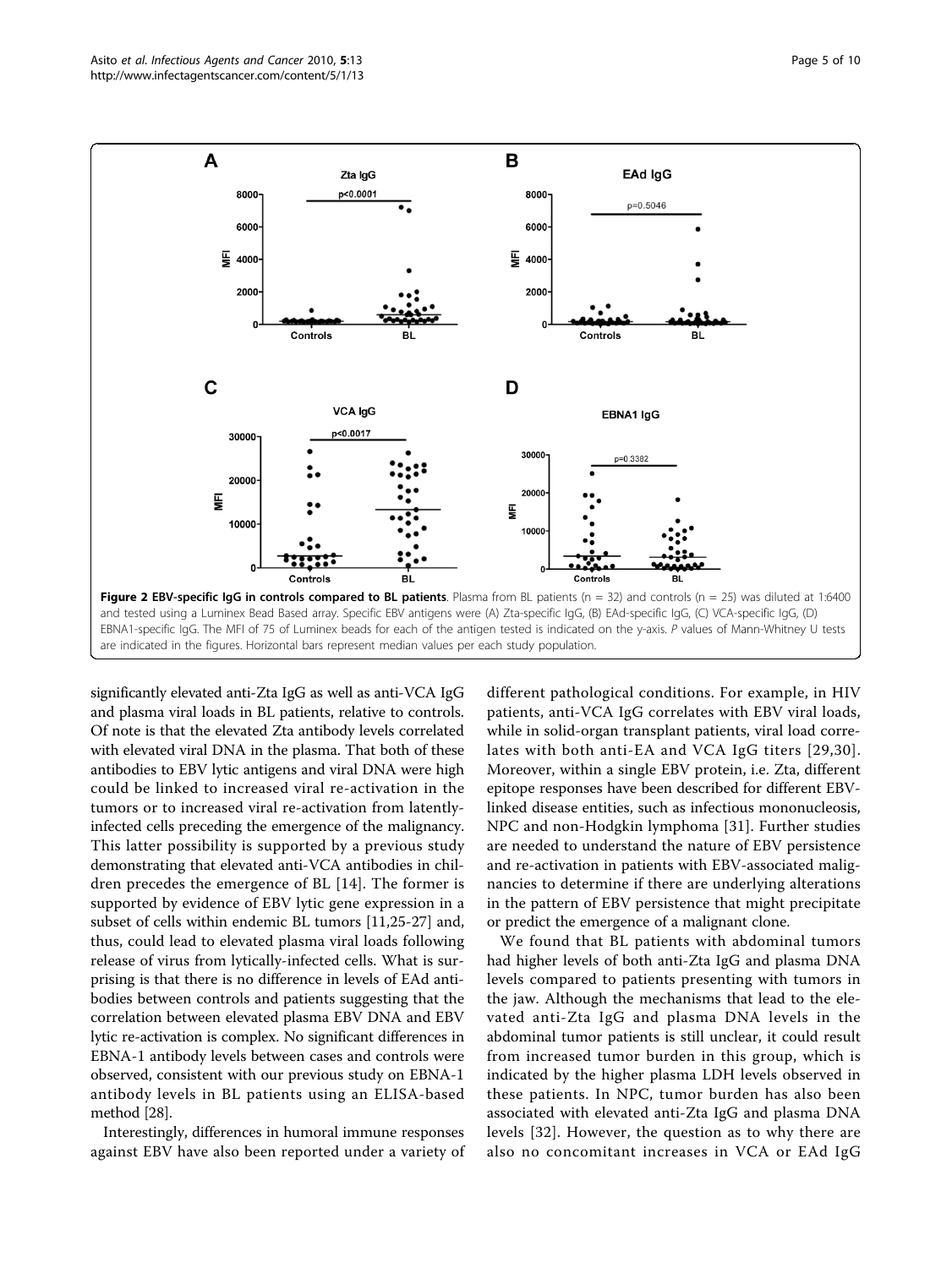**Figure 2 EBV-specific IgG in controls compared to BL patients**. Plasma from BL patients (n = 32) and controls (n = 25) was diluted at 1:6400 and tested using a Luminex Bead Based array. Specific EBV antigens were (A) Zta-specific IgG, (B) EAd-specific IgG, (C) VCA-specific IgG, (D) EBNA1-specific IgG. The MFI of 75 of Luminex beads for each of the antigen tested is indicated on the y-axis. *P* values of Mann-Whitney U tests are indicated in the figures. Horizontal bars represent median values per each study population.

significantly elevated anti-Zta IgG as well as anti-VCA IgG and plasma viral loads in BL patients, relative to controls. Of note is that the elevated Zta antibody levels correlated with elevated viral DNA in the plasma. That both of these antibodies to EBV lytic antigens and viral DNA were high could be linked to increased viral re-activation in the tumors or to increased viral re-activation from latently-infected cells preceding the emergence of the malignancy. This latter possibility is supported by a previous study demonstrating that elevated anti-VCA antibodies in children precedes the emergence of BL [14]. The former is supported by evidence of EBV lytic gene expression in a subset of cells within endemic BL tumors [11,25-27] and, thus, could lead to elevated plasma viral loads following release of virus from lytically-infected cells. What is surprising is that there is no difference in levels of EAd antibodies between controls and patients suggesting that the correlation between elevated plasma EBV DNA and EBV lytic re-activation is complex. No significant differences in EBNA-1 antibody levels between cases and controls were observed, consistent with our previous study on EBNA-1 antibody levels in BL patients using an ELISA-based method [28].

Interestingly, differences in humoral immune responses against EBV have also been reported under a variety of different pathological conditions. For example, in HIV patients, anti-VCA IgG correlates with EBV viral loads, while in solid-organ transplant patients, viral load correlates with both anti-EA and VCA IgG titers [29,30]. Moreover, within a single EBV protein, i.e. Zta, different epitope responses have been described for different EBV-linked disease entities, such as infectious mononucleosis, NPC and non-Hodgkin lymphoma [31]. Further studies are needed to understand the nature of EBV persistence and re-activation in patients with EBV-associated malignancies to determine if there are underlying alterations in the pattern of EBV persistence that might precipitate or predict the emergence of a malignant clone.

We found that BL patients with abdominal tumors had higher levels of both anti-Zta IgG and plasma DNA levels compared to patients presenting with tumors in the jaw. Although the mechanisms that lead to the elevated anti-Zta IgG and plasma DNA levels in the abdominal tumor patients is still unclear, it could result from increased tumor burden in this group, which is indicated by the higher plasma LDH levels observed in these patients. In NPC, tumor burden has also been associated with elevated anti-Zta IgG and plasma DNA levels [32]. However, the question as to why there are also no concomitant increases in VCA or EAd IgG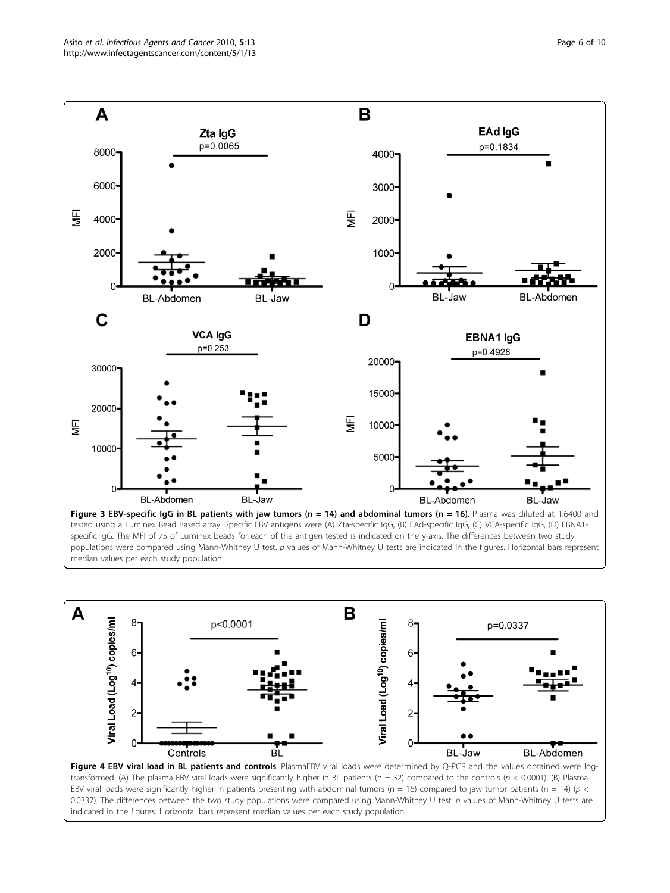A

Zta IgG

p=0.0065

MFI

8000

6000

4000

2000

0

BL-Abdomen

BL-Jaw

B

EAd IgG

p=0.1834

MFI

4000

3000

2000

1000

0

BL-Jaw

BL-Abdomen

C

VCA IgG

p=0.253

MFI

30000

20000

10000

0

BL-Abdomen

BL-Jaw

D

EBNA1 IgG

p=0.4928

MFI

20000

15000

10000

5000

0

BL-Abdomen

BL-Jaw

**Figure 3 EBV-specific IgG in BL patients with jaw tumors (n = 14) and abdominal tumors (n = 16)**. Plasma was diluted at 1:6400 and tested using a Luminex Bead Based array. Specific EBV antigens were (A) Zta-specific IgG, (B) EAd-specific IgG, (C) VCA-specific IgG, (D) EBNA1-specific IgG. The MFI of 75 of Luminex beads for each of the antigen tested is indicated on the y-axis. The differences between two study populations were compared using Mann-Whitney U test. *p* values of Mann-Whitney U tests are indicated in the figures. Horizontal bars represent median values per each study population.

A

p<0.0001

Viral Load (Log$^{10}$) copies/ml

8

6

4

2

0

Controls

BL

B

p=0.0337

Viral Load (Log$^{10}$) copies/ml

8

6

4

2

0

BL-Jaw

BL-Abdomen

**Figure 4 EBV viral load in BL patients and controls**. PlasmaEBV viral loads were determined by Q-PCR and the values obtained were log-transformed. (A) The plasma EBV viral loads were significantly higher in BL patients (n = 32) compared to the controls ($p < 0.0001$), (B) Plasma EBV viral loads were significantly higher in patients presenting with abdominal tumors (n = 16) compared to jaw tumor patients (n = 14) ($p < 0.0337$). The differences between the two study populations were compared using Mann-Whitney U test. *p* values of Mann-Whitney U tests are indicated in the figures. Horizontal bars represent median values per each study population.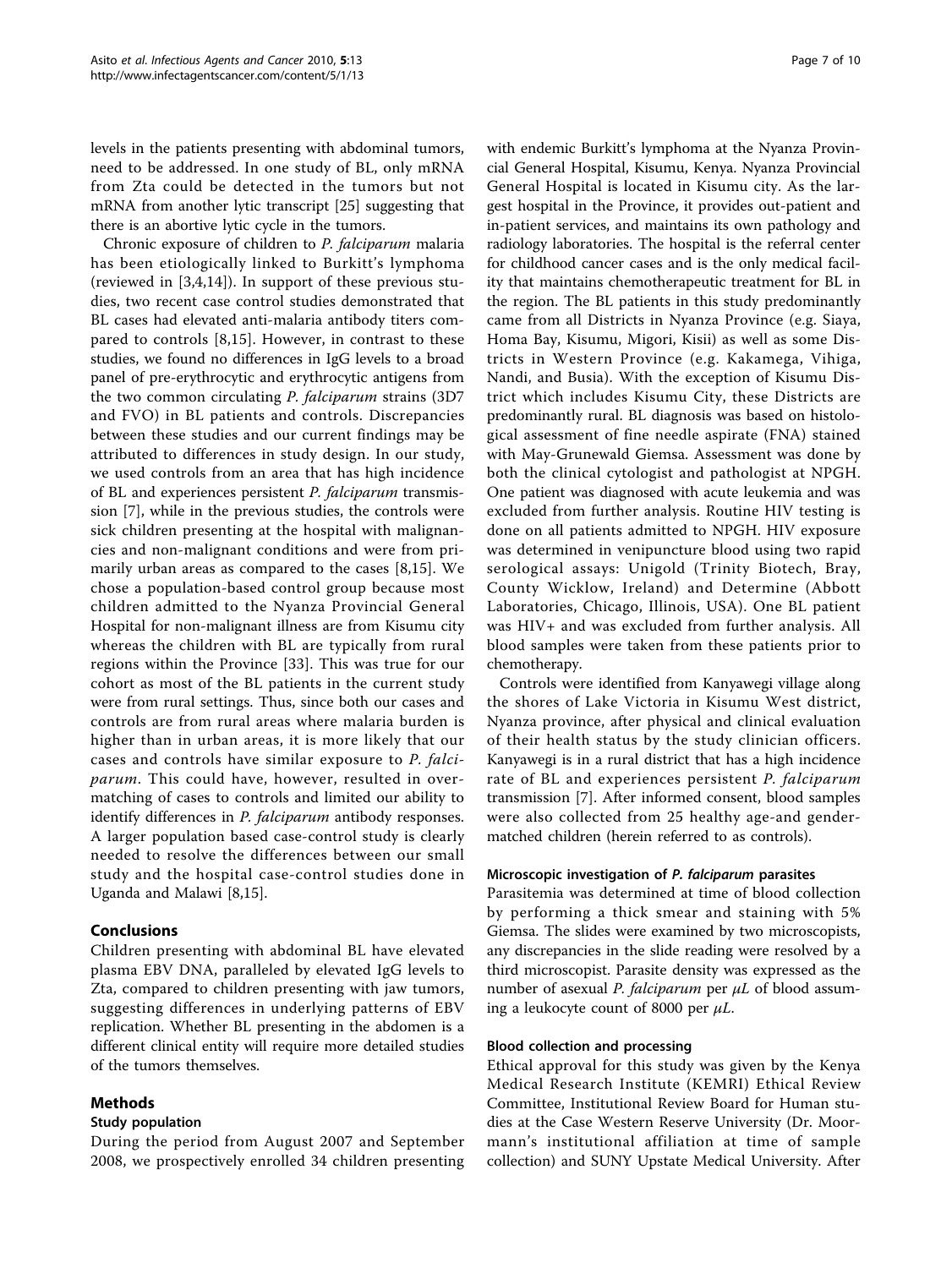levels in the patients presenting with abdominal tumors, need to be addressed. In one study of BL, only mRNA from Zta could be detected in the tumors but not mRNA from another lytic transcript [25] suggesting that there is an abortive lytic cycle in the tumors.

Chronic exposure of children to *P. falciparum* malaria has been etiologically linked to Burkitt's lymphoma (reviewed in [3,4,14]). In support of these previous studies, two recent case control studies demonstrated that BL cases had elevated anti-malaria antibody titers compared to controls [8,15]. However, in contrast to these studies, we found no differences in IgG levels to a broad panel of pre-erythrocytic and erythrocytic antigens from the two common circulating *P. falciparum* strains (3D7 and FVO) in BL patients and controls. Discrepancies between these studies and our current findings may be attributed to differences in study design. In our study, we used controls from an area that has high incidence of BL and experiences persistent *P. falciparum* transmission [7], while in the previous studies, the controls were sick children presenting at the hospital with malignancies and non-malignant conditions and were from primarily urban areas as compared to the cases [8,15]. We chose a population-based control group because most children admitted to the Nyanza Provincial General Hospital for non-malignant illness are from Kisumu city whereas the children with BL are typically from rural regions within the Province [33]. This was true for our cohort as most of the BL patients in the current study were from rural settings. Thus, since both our cases and controls are from rural areas where malaria burden is higher than in urban areas, it is more likely that our cases and controls have similar exposure to *P. falciparum*. This could have, however, resulted in over-matching of cases to controls and limited our ability to identify differences in *P. falciparum* antibody responses. A larger population based case-control study is clearly needed to resolve the differences between our small study and the hospital case-control studies done in Uganda and Malawi [8,15].

## Conclusions

Children presenting with abdominal BL have elevated plasma EBV DNA, paralleled by elevated IgG levels to Zta, compared to children presenting with jaw tumors, suggesting differences in underlying patterns of EBV replication. Whether BL presenting in the abdomen is a different clinical entity will require more detailed studies of the tumors themselves.

## Methods

### Study population

During the period from August 2007 and September 2008, we prospectively enrolled 34 children presenting with endemic Burkitt's lymphoma at the Nyanza Provincial General Hospital, Kisumu, Kenya. Nyanza Provincial General Hospital is located in Kisumu city. As the largest hospital in the Province, it provides out-patient and in-patient services, and maintains its own pathology and radiology laboratories. The hospital is the referral center for childhood cancer cases and is the only medical facility that maintains chemotherapeutic treatment for BL in the region. The BL patients in this study predominantly came from all Districts in Nyanza Province (e.g. Siaya, Homa Bay, Kisumu, Migori, Kisii) as well as some Districts in Western Province (e.g. Kakamega, Vihiga, Nandi, and Busia). With the exception of Kisumu District which includes Kisumu City, these Districts are predominantly rural. BL diagnosis was based on histological assessment of fine needle aspirate (FNA) stained with May-Grunewald Giemsa. Assessment was done by both the clinical cytologist and pathologist at NPGH. One patient was diagnosed with acute leukemia and was excluded from further analysis. Routine HIV testing is done on all patients admitted to NPGH. HIV exposure was determined in venipuncture blood using two rapid serological assays: Unigold (Trinity Biotech, Bray, County Wicklow, Ireland) and Determine (Abbott Laboratories, Chicago, Illinois, USA). One BL patient was HIV+ and was excluded from further analysis. All blood samples were taken from these patients prior to chemotherapy.

Controls were identified from Kanyawegi village along the shores of Lake Victoria in Kisumu West district, Nyanza province, after physical and clinical evaluation of their health status by the study clinician officers. Kanyawegi is in a rural district that has a high incidence rate of BL and experiences persistent *P. falciparum* transmission [7]. After informed consent, blood samples were also collected from 25 healthy age-and gender-matched children (herein referred to as controls).

### Microscopic investigation of *P. falciparum* parasites

Parasitemia was determined at time of blood collection by performing a thick smear and staining with 5% Giemsa. The slides were examined by two microscopists, any discrepancies in the slide reading were resolved by a third microscopist. Parasite density was expressed as the number of asexual *P. falciparum* per $\mu L$ of blood assuming a leukocyte count of 8000 per $\mu L$.

### Blood collection and processing

Ethical approval for this study was given by the Kenya Medical Research Institute (KEMRI) Ethical Review Committee, Institutional Review Board for Human studies at the Case Western Reserve University (Dr. Moormann's institutional affiliation at time of sample collection) and SUNY Upstate Medical University. After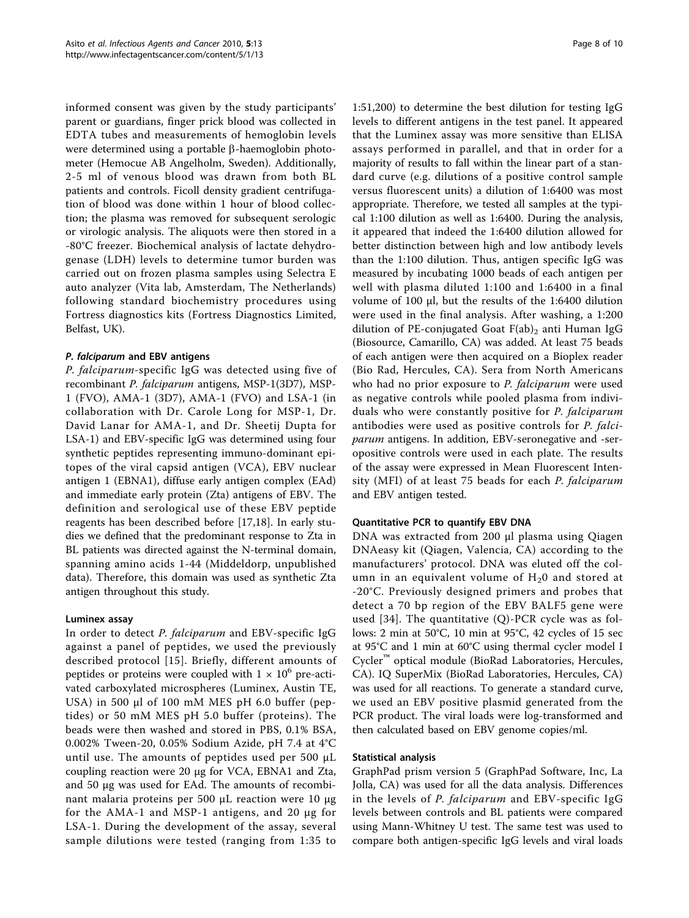informed consent was given by the study participants' parent or guardians, finger prick blood was collected in EDTA tubes and measurements of hemoglobin levels were determined using a portable β-haemoglobin photometer (Hemocue AB Angelholm, Sweden). Additionally, 2-5 ml of venous blood was drawn from both BL patients and controls. Ficoll density gradient centrifugation of blood was done within 1 hour of blood collection; the plasma was removed for subsequent serologic or virologic analysis. The aliquots were then stored in a -80°C freezer. Biochemical analysis of lactate dehydrogenase (LDH) levels to determine tumor burden was carried out on frozen plasma samples using Selectra E auto analyzer (Vita lab, Amsterdam, The Netherlands) following standard biochemistry procedures using Fortress diagnostics kits (Fortress Diagnostics Limited, Belfast, UK).

#### *P. falciparum* and EBV antigens

*P. falciparum*-specific IgG was detected using five of recombinant *P. falciparum* antigens, MSP-1(3D7), MSP-1 (FVO), AMA-1 (3D7), AMA-1 (FVO) and LSA-1 (in collaboration with Dr. Carole Long for MSP-1, Dr. David Lanar for AMA-1, and Dr. Sheetij Dupta for LSA-1) and EBV-specific IgG was determined using four synthetic peptides representing immuno-dominant epitopes of the viral capsid antigen (VCA), EBV nuclear antigen 1 (EBNA1), diffuse early antigen complex (EAd) and immediate early protein (Zta) antigens of EBV. The definition and serological use of these EBV peptide reagents has been described before [17,18]. In early studies we defined that the predominant response to Zta in BL patients was directed against the N-terminal domain, spanning amino acids 1-44 (Middeldorp, unpublished data). Therefore, this domain was used as synthetic Zta antigen throughout this study.

#### Luminex assay

In order to detect *P. falciparum* and EBV-specific IgG against a panel of peptides, we used the previously described protocol [15]. Briefly, different amounts of peptides or proteins were coupled with $1 \times 10^6$ pre-activated carboxylated microspheres (Luminex, Austin TE, USA) in 500 μl of 100 mM MES pH 6.0 buffer (peptides) or 50 mM MES pH 5.0 buffer (proteins). The beads were then washed and stored in PBS, 0.1% BSA, 0.002% Tween-20, 0.05% Sodium Azide, pH 7.4 at 4°C until use. The amounts of peptides used per 500 μL coupling reaction were 20 μg for VCA, EBNA1 and Zta, and 50 μg was used for EAd. The amounts of recombinant malaria proteins per 500 μL reaction were 10 μg for the AMA-1 and MSP-1 antigens, and 20 μg for LSA-1. During the development of the assay, several sample dilutions were tested (ranging from 1:35 to 1:51,200) to determine the best dilution for testing IgG levels to different antigens in the test panel. It appeared that the Luminex assay was more sensitive than ELISA assays performed in parallel, and that in order for a majority of results to fall within the linear part of a standard curve (e.g. dilutions of a positive control sample versus fluorescent units) a dilution of 1:6400 was most appropriate. Therefore, we tested all samples at the typical 1:100 dilution as well as 1:6400. During the analysis, it appeared that indeed the 1:6400 dilution allowed for better distinction between high and low antibody levels than the 1:100 dilution. Thus, antigen specific IgG was measured by incubating 1000 beads of each antigen per well with plasma diluted 1:100 and 1:6400 in a final volume of 100 μl, but the results of the 1:6400 dilution were used in the final analysis. After washing, a 1:200 dilution of PE-conjugated Goat $F(ab)_2$ anti Human IgG (Biosource, Camarillo, CA) was added. At least 75 beads of each antigen were then acquired on a Bioplex reader (Bio Rad, Hercules, CA). Sera from North Americans who had no prior exposure to *P. falciparum* were used as negative controls while pooled plasma from individuals who were constantly positive for *P. falciparum* antibodies were used as positive controls for *P. falciparum* antigens. In addition, EBV-seronegative and -seropositive controls were used in each plate. The results of the assay were expressed in Mean Fluorescent Intensity (MFI) of at least 75 beads for each *P. falciparum* and EBV antigen tested.

#### Quantitative PCR to quantify EBV DNA

DNA was extracted from 200 μl plasma using Qiagen DNAeasy kit (Qiagen, Valencia, CA) according to the manufacturers' protocol. DNA was eluted off the column in an equivalent volume of $H_20$ and stored at -20°C. Previously designed primers and probes that detect a 70 bp region of the EBV BALF5 gene were used [34]. The quantitative (Q)-PCR cycle was as follows: 2 min at 50°C, 10 min at 95°C, 42 cycles of 15 sec at 95°C and 1 min at 60°C using thermal cycler model I Cycler™ optical module (BioRad Laboratories, Hercules, CA). IQ SuperMix (BioRad Laboratories, Hercules, CA) was used for all reactions. To generate a standard curve, we used an EBV positive plasmid generated from the PCR product. The viral loads were log-transformed and then calculated based on EBV genome copies/ml.

#### Statistical analysis

GraphPad prism version 5 (GraphPad Software, Inc, La Jolla, CA) was used for all the data analysis. Differences in the levels of *P. falciparum* and EBV-specific IgG levels between controls and BL patients were compared using Mann-Whitney U test. The same test was used to compare both antigen-specific IgG levels and viral loads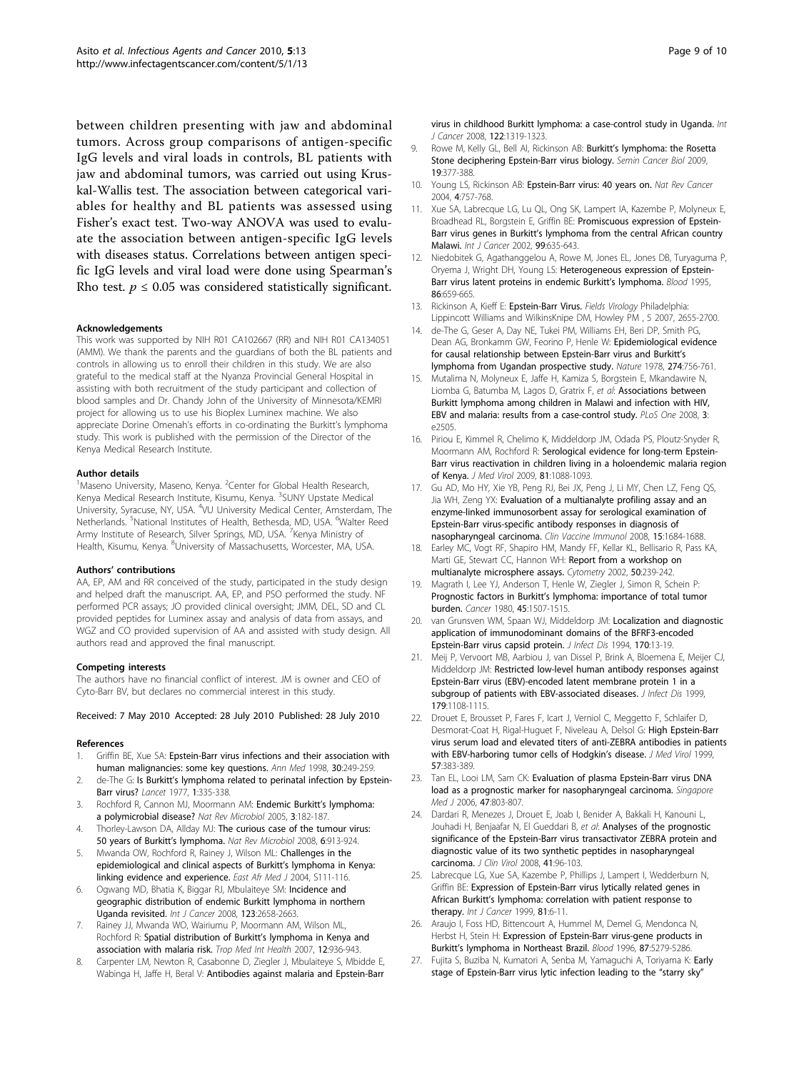between children presenting with jaw and abdominal tumors. Across group comparisons of antigen-specific IgG levels and viral loads in controls, BL patients with jaw and abdominal tumors, was carried out using Kruskal-Wallis test. The association between categorical variables for healthy and BL patients was assessed using Fisher's exact test. Two-way ANOVA was used to evaluate the association between antigen-specific IgG levels with diseases status. Correlations between antigen specific IgG levels and viral load were done using Spearman's Rho test. $p \leq 0.05$ was considered statistically significant.

#### Acknowledgements

This work was supported by NIH R01 CA102667 (RR) and NIH R01 CA134051 (AMM). We thank the parents and the guardians of both the BL patients and controls in allowing us to enroll their children in this study. We are also grateful to the medical staff at the Nyanza Provincial General Hospital in assisting with both recruitment of the study participant and collection of blood samples and Dr. Chandy John of the University of Minnesota/KEMRI project for allowing us to use his Bioplex Luminex machine. We also appreciate Dorine Omenah's efforts in co-ordinating the Burkitt's lymphoma study. This work is published with the permission of the Director of the Kenya Medical Research Institute.

#### Author details

[1]Maseno University, Maseno, Kenya. [2]Center for Global Health Research, Kenya Medical Research Institute, Kisumu, Kenya. [3]SUNY Upstate Medical University, Syracuse, NY, USA. [4]VU University Medical Center, Amsterdam, The Netherlands. [5]National Institutes of Health, Bethesda, MD, USA. [6]Walter Reed Army Institute of Research, Silver Springs, MD, USA. [7]Kenya Ministry of Health, Kisumu, Kenya. [8]University of Massachusetts, Worcester, MA, USA.

#### Authors' contributions

AA, EP, AM and RR conceived of the study, participated in the study design and helped draft the manuscript. AA, EP, and PSO performed the study. NF performed PCR assays; JO provided clinical oversight; JMM, DEL, SD and CL provided peptides for Luminex assay and analysis of data from assays, and WGZ and CO provided supervision of AA and assisted with study design. All authors read and approved the final manuscript.

#### Competing interests

The authors have no financial conflict of interest. JM is owner and CEO of Cyto-Barr BV, but declares no commercial interest in this study.

Received: 7 May 2010 Accepted: 28 July 2010 Published: 28 July 2010

#### References

1. Griffin BE, Xue SA: Epstein-Barr virus infections and their association with human malignancies: some key questions. *Ann Med* 1998, 30:249-259.
2. de-The G: Is Burkitt's lymphoma related to perinatal infection by Epstein-Barr virus? *Lancet* 1977, 1:335-338.
3. Rochford R, Cannon MJ, Moormann AM: Endemic Burkitt's lymphoma: a polymicrobial disease? *Nat Rev Microbiol* 2005, 3:182-187.
4. Thorley-Lawson DA, Allday MJ: The curious case of the tumour virus: 50 years of Burkitt's lymphoma. *Nat Rev Microbiol* 2008, 6:913-924.
5. Mwanda OW, Rochford R, Rainey J, Wilson ML: Challenges in the epidemiological and clinical aspects of Burkitt's lymphoma in Kenya: linking evidence and experience. *East Afr Med J* 2004, S111-116.
6. Ogwang MD, Bhatia K, Biggar RJ, Mbulaiteye SM: Incidence and geographic distribution of endemic Burkitt lymphoma in northern Uganda revisited. *Int J Cancer* 2008, 123:2658-2663.
7. Rainey JJ, Mwanda WO, Wairiumu P, Moormann AM, Wilson ML, Rochford R: Spatial distribution of Burkitt's lymphoma in Kenya and association with malaria risk. *Trop Med Int Health* 2007, 12:936-943.
8. Carpenter LM, Newton R, Casabonne D, Ziegler J, Mbulaiteye S, Mbidde E, Wabinga H, Jaffe H, Beral V: Antibodies against malaria and Epstein-Barr virus in childhood Burkitt lymphoma: a case-control study in Uganda. *Int J Cancer* 2008, 122:1319-1323.
9. Rowe M, Kelly GL, Bell AI, Rickinson AB: Burkitt's lymphoma: the Rosetta Stone deciphering Epstein-Barr virus biology. *Semin Cancer Biol* 2009, 19:377-388.
10. Young LS, Rickinson AB: Epstein-Barr virus: 40 years on. *Nat Rev Cancer* 2004, 4:757-768.
11. Xue SA, Labrecque LG, Lu QL, Ong SK, Lampert IA, Kazembe P, Molyneux E, Broadhead RL, Borgstein E, Griffin BE: Promiscuous expression of Epstein-Barr virus genes in Burkitt's lymphoma from the central African country Malawi. *Int J Cancer* 2002, 99:635-643.
12. Niedobitek G, Agathanggelou A, Rowe M, Jones EL, Jones DB, Turyaguma P, Oryema J, Wright DH, Young LS: Heterogeneous expression of Epstein-Barr virus latent proteins in endemic Burkitt's lymphoma. *Blood* 1995, 86:659-665.
13. Rickinson A, Kieff E: Epstein-Barr Virus. *Fields Virology* Philadelphia: Lippincott Williams and WilkinsKnipe DM, Howley PM , 5 2007, 2655-2700.
14. de-The G, Geser A, Day NE, Tukei PM, Williams EH, Beri DP, Smith PG, Dean AG, Bronkamm GW, Feorino P, Henle W: Epidemiological evidence for causal relationship between Epstein-Barr virus and Burkitt's lymphoma from Ugandan prospective study. *Nature* 1978, 274:756-761.
15. Mutalima N, Molyneux E, Jaffe H, Kamiza S, Borgstein E, Mkandawire N, Liomba G, Batumba M, Lagos D, Gratrix F, *et al*: Associations between Burkitt lymphoma among children in Malawi and infection with HIV, EBV and malaria: results from a case-control study. *PLoS One* 2008, 3: e2505.
16. Piriou E, Kimmel R, Chelimo K, Middeldorp JM, Odada PS, Ploutz-Snyder R, Moormann AM, Rochford R: Serological evidence for long-term Epstein-Barr virus reactivation in children living in a holoendemic malaria region of Kenya. *J Med Virol* 2009, 81:1088-1093.
17. Gu AD, Mo HY, Xie YB, Peng RJ, Bei JX, Peng J, Li MY, Chen LZ, Feng QS, Jia WH, Zeng YX: Evaluation of a multianalyte profiling assay and an enzyme-linked immunosorbent assay for serological examination of Epstein-Barr virus-specific antibody responses in diagnosis of nasopharyngeal carcinoma. *Clin Vaccine Immunol* 2008, 15:1684-1688.
18. Earley MC, Vogt RF, Shapiro HM, Mandy FF, Kellar KL, Bellisario R, Pass KA, Marti GE, Stewart CC, Hannon WH: Report from a workshop on multianalyte microsphere assays. *Cytometry* 2002, 50:239-242.
19. Magrath I, Lee YJ, Anderson T, Henle W, Ziegler J, Simon R, Schein P: Prognostic factors in Burkitt's lymphoma: importance of total tumor burden. *Cancer* 1980, 45:1507-1515.
20. van Grunsven WM, Spaan WJ, Middeldorp JM: Localization and diagnostic application of immunodominant domains of the BFRF3-encoded Epstein-Barr virus capsid protein. *J Infect Dis* 1994, 170:13-19.
21. Meij P, Vervoort MB, Aarbiou J, van Dissel P, Brink A, Bloemena E, Meijer CJ, Middeldorp JM: Restricted low-level human antibody responses against Epstein-Barr virus (EBV)-encoded latent membrane protein 1 in a subgroup of patients with EBV-associated diseases. *J Infect Dis* 1999, 179:1108-1115.
22. Drouet E, Brousset P, Fares F, Icart J, Verniol C, Meggetto F, Schlaifer D, Desmorat-Coat H, Rigal-Huguet F, Niveleau A, Delsol G: High Epstein-Barr virus serum load and elevated titers of anti-ZEBRA antibodies in patients with EBV-harboring tumor cells of Hodgkin's disease. *J Med Virol* 1999, 57:383-389.
23. Tan EL, Looi LM, Sam CK: Evaluation of plasma Epstein-Barr virus DNA load as a prognostic marker for nasopharyngeal carcinoma. *Singapore Med J* 2006, 47:803-807.
24. Dardari R, Menezes J, Drouet E, Joab I, Benider A, Bakkali H, Kanouni L, Jouhadi H, Benjaafar N, El Gueddari B, *et al*: Analyses of the prognostic significance of the Epstein-Barr virus transactivator ZEBRA protein and diagnostic value of its two synthetic peptides in nasopharyngeal carcinoma. *J Clin Virol* 2008, 41:96-103.
25. Labrecque LG, Xue SA, Kazembe P, Phillips J, Lampert I, Wedderburn N, Griffin BE: Expression of Epstein-Barr virus lytically related genes in African Burkitt's lymphoma: correlation with patient response to therapy. *Int J Cancer* 1999, 81:6-11.
26. Araujo I, Foss HD, Bittencourt A, Hummel M, Demel G, Mendonca N, Herbst H, Stein H: Expression of Epstein-Barr virus-gene products in Burkitt's lymphoma in Northeast Brazil. *Blood* 1996, 87:5279-5286.
27. Fujita S, Buziba N, Kumatori A, Senba M, Yamaguchi A, Toriyama K: Early stage of Epstein-Barr virus lytic infection leading to the "starry sky"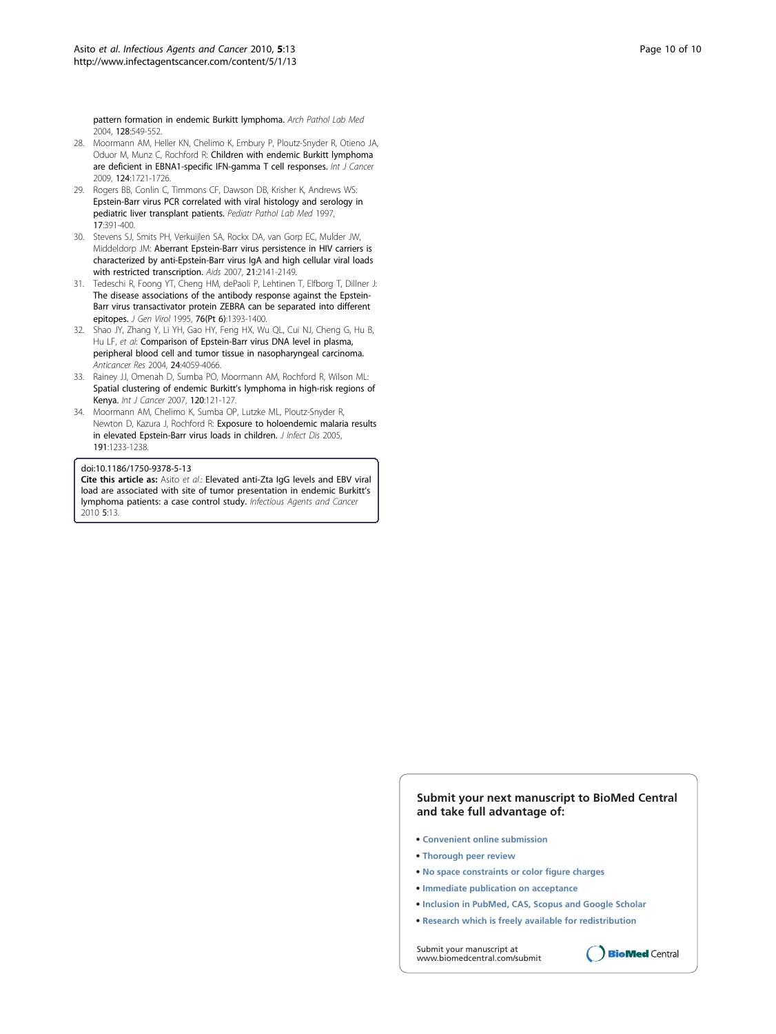pattern formation in endemic Burkitt lymphoma. *Arch Pathol Lab Med* 2004, **128**:549-552.

28. Moormann AM, Heller KN, Chelimo K, Embury P, Ploutz-Snyder R, Otieno JA, Oduor M, Munz C, Rochford R: **Children with endemic Burkitt lymphoma are deficient in EBNA1-specific IFN-gamma T cell responses.** *Int J Cancer* 2009, **124**:1721-1726.
29. Rogers BB, Conlin C, Timmons CF, Dawson DB, Krisher K, Andrews WS: **Epstein-Barr virus PCR correlated with viral histology and serology in pediatric liver transplant patients.** *Pediatr Pathol Lab Med* 1997, **17**:391-400.
30. Stevens SJ, Smits PH, Verkuijlen SA, Rockx DA, van Gorp EC, Mulder JW, Middeldorp JM: **Aberrant Epstein-Barr virus persistence in HIV carriers is characterized by anti-Epstein-Barr virus IgA and high cellular viral loads with restricted transcription.** *Aids* 2007, **21**:2141-2149.
31. Tedeschi R, Foong YT, Cheng HM, dePaoli P, Lehtinen T, Elfborg T, Dillner J: **The disease associations of the antibody response against the Epstein-Barr virus transactivator protein ZEBRA can be separated into different epitopes.** *J Gen Virol* 1995, **76(Pt 6)**:1393-1400.
32. Shao JY, Zhang Y, Li YH, Gao HY, Feng HX, Wu QL, Cui NJ, Cheng G, Hu B, Hu LF, *et al*: **Comparison of Epstein-Barr virus DNA level in plasma, peripheral blood cell and tumor tissue in nasopharyngeal carcinoma.** *Anticancer Res* 2004, **24**:4059-4066.
33. Rainey JJ, Omenah D, Sumba PO, Moormann AM, Rochford R, Wilson ML: **Spatial clustering of endemic Burkitt's lymphoma in high-risk regions of Kenya.** *Int J Cancer* 2007, **120**:121-127.
34. Moormann AM, Chelimo K, Sumba OP, Lutzke ML, Ploutz-Snyder R, Newton D, Kazura J, Rochford R: **Exposure to holoendemic malaria results in elevated Epstein-Barr virus loads in children.** *J Infect Dis* 2005, **191**:1233-1238.

doi:10.1186/1750-9378-5-13

**Cite this article as:** Asito *et al.*: Elevated anti-Zta IgG levels and EBV viral load are associated with site of tumor presentation in endemic Burkitt's lymphoma patients: a case control study. *Infectious Agents and Cancer* 2010 **5**:13.

**Submit your next manuscript to BioMed Central and take full advantage of:**

- Convenient online submission
- Thorough peer review
- No space constraints or color figure charges
- Immediate publication on acceptance
- Inclusion in PubMed, CAS, Scopus and Google Scholar
- Research which is freely available for redistribution

Submit your manuscript at
www.biomedcentral.com/submit

BioMed Central